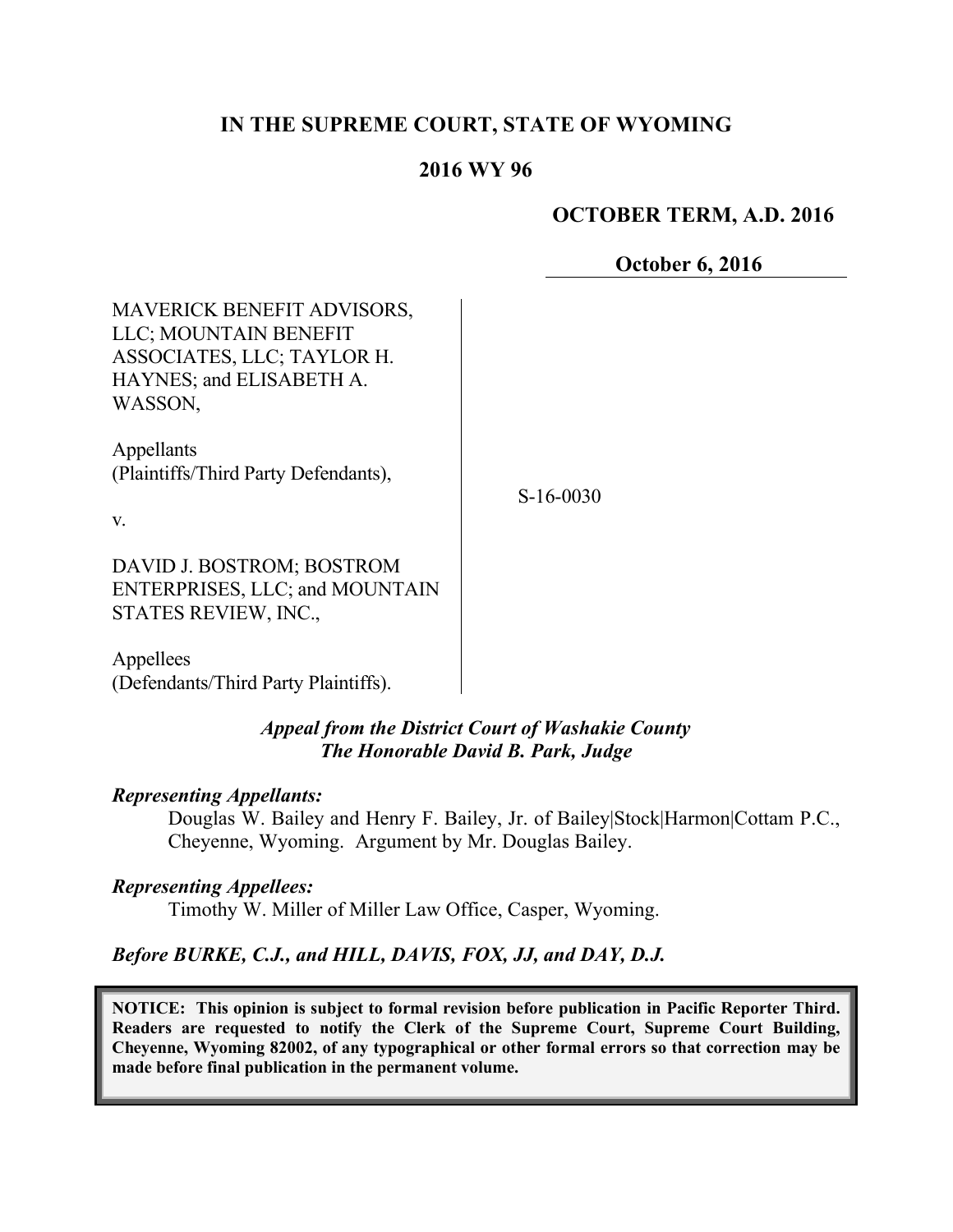**IN THE SUPREME COURT, STATE OF WYOMING**

**2016 WY 96**

**OCTOBER TERM, A.D. 2016**

**October 6, 2016**

MAVERICK BENEFIT ADVISORS, LLC; MOUNTAIN BENEFIT ASSOCIATES, LLC; TAYLOR H. HAYNES; and ELISABETH A. WASSON,

Appellants
(Plaintiffs/Third Party Defendants),

v.

DAVID J. BOSTROM; BOSTROM ENTERPRISES, LLC; and MOUNTAIN STATES REVIEW, INC.,

Appellees
(Defendants/Third Party Plaintiffs).

S-16-0030

***Appeal from the District Court of Washakie County***
***The Honorable David B. Park, Judge***

***Representing Appellants:***

Douglas W. Bailey and Henry F. Bailey, Jr. of Bailey|Stock|Harmon|Cottam P.C., Cheyenne, Wyoming. Argument by Mr. Douglas Bailey.

***Representing Appellees:***

Timothy W. Miller of Miller Law Office, Casper, Wyoming.

***Before BURKE, C.J., and HILL, DAVIS, FOX, JJ, and DAY, D.J.***

**NOTICE: This opinion is subject to formal revision before publication in Pacific Reporter Third. Readers are requested to notify the Clerk of the Supreme Court, Supreme Court Building, Cheyenne, Wyoming 82002, of any typographical or other formal errors so that correction may be made before final publication in the permanent volume.**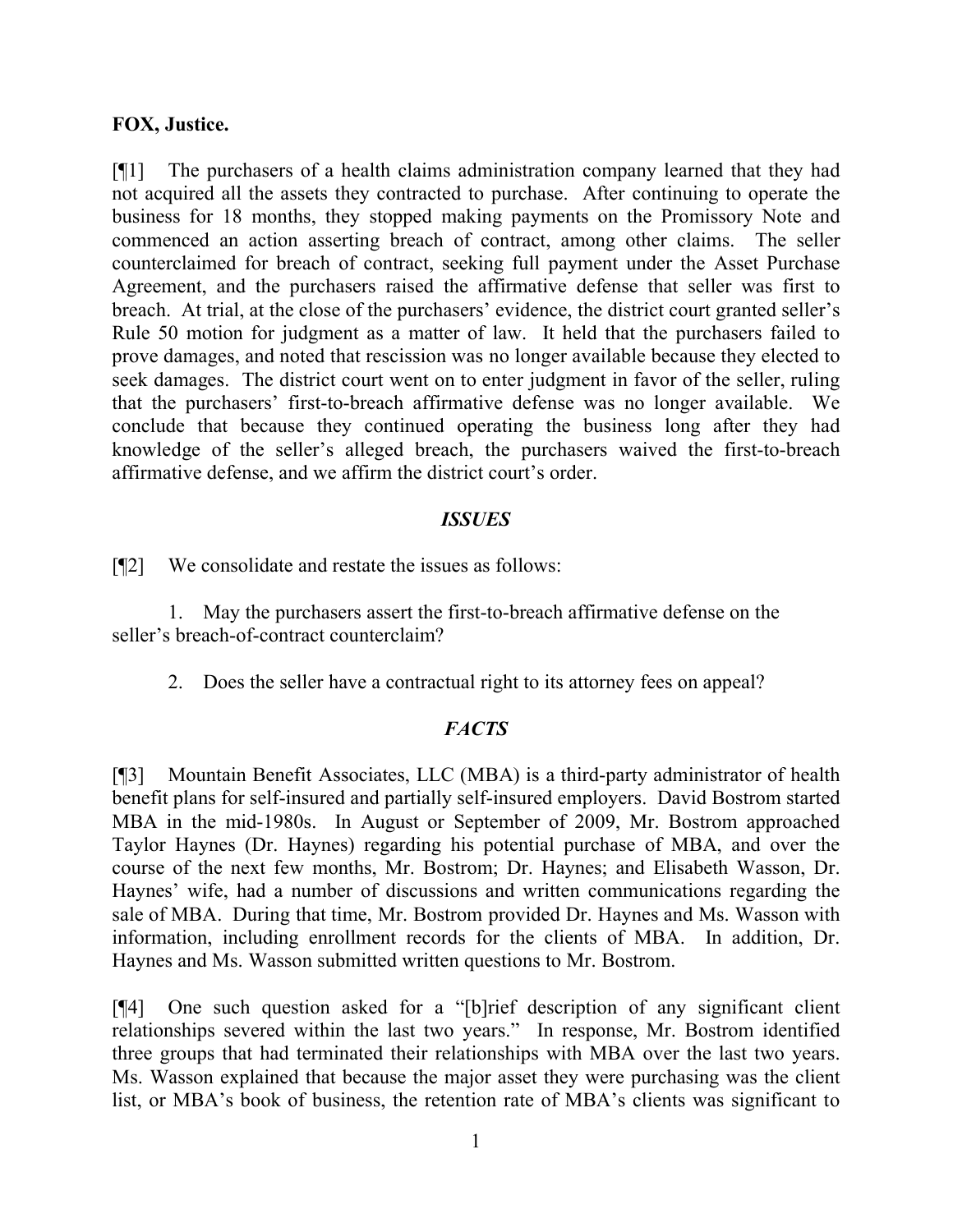**FOX, Justice.**

[¶1] The purchasers of a health claims administration company learned that they had not acquired all the assets they contracted to purchase. After continuing to operate the business for 18 months, they stopped making payments on the Promissory Note and commenced an action asserting breach of contract, among other claims. The seller counterclaimed for breach of contract, seeking full payment under the Asset Purchase Agreement, and the purchasers raised the affirmative defense that seller was first to breach. At trial, at the close of the purchasers' evidence, the district court granted seller's Rule 50 motion for judgment as a matter of law. It held that the purchasers failed to prove damages, and noted that rescission was no longer available because they elected to seek damages. The district court went on to enter judgment in favor of the seller, ruling that the purchasers' first-to-breach affirmative defense was no longer available. We conclude that because they continued operating the business long after they had knowledge of the seller's alleged breach, the purchasers waived the first-to-breach affirmative defense, and we affirm the district court's order.

## *ISSUES*

[¶2] We consolidate and restate the issues as follows:

1. May the purchasers assert the first-to-breach affirmative defense on the seller's breach-of-contract counterclaim?

2. Does the seller have a contractual right to its attorney fees on appeal?

## *FACTS*

[¶3] Mountain Benefit Associates, LLC (MBA) is a third-party administrator of health benefit plans for self-insured and partially self-insured employers. David Bostrom started MBA in the mid-1980s. In August or September of 2009, Mr. Bostrom approached Taylor Haynes (Dr. Haynes) regarding his potential purchase of MBA, and over the course of the next few months, Mr. Bostrom; Dr. Haynes; and Elisabeth Wasson, Dr. Haynes' wife, had a number of discussions and written communications regarding the sale of MBA. During that time, Mr. Bostrom provided Dr. Haynes and Ms. Wasson with information, including enrollment records for the clients of MBA. In addition, Dr. Haynes and Ms. Wasson submitted written questions to Mr. Bostrom.

[¶4] One such question asked for a "[b]rief description of any significant client relationships severed within the last two years." In response, Mr. Bostrom identified three groups that had terminated their relationships with MBA over the last two years. Ms. Wasson explained that because the major asset they were purchasing was the client list, or MBA's book of business, the retention rate of MBA's clients was significant to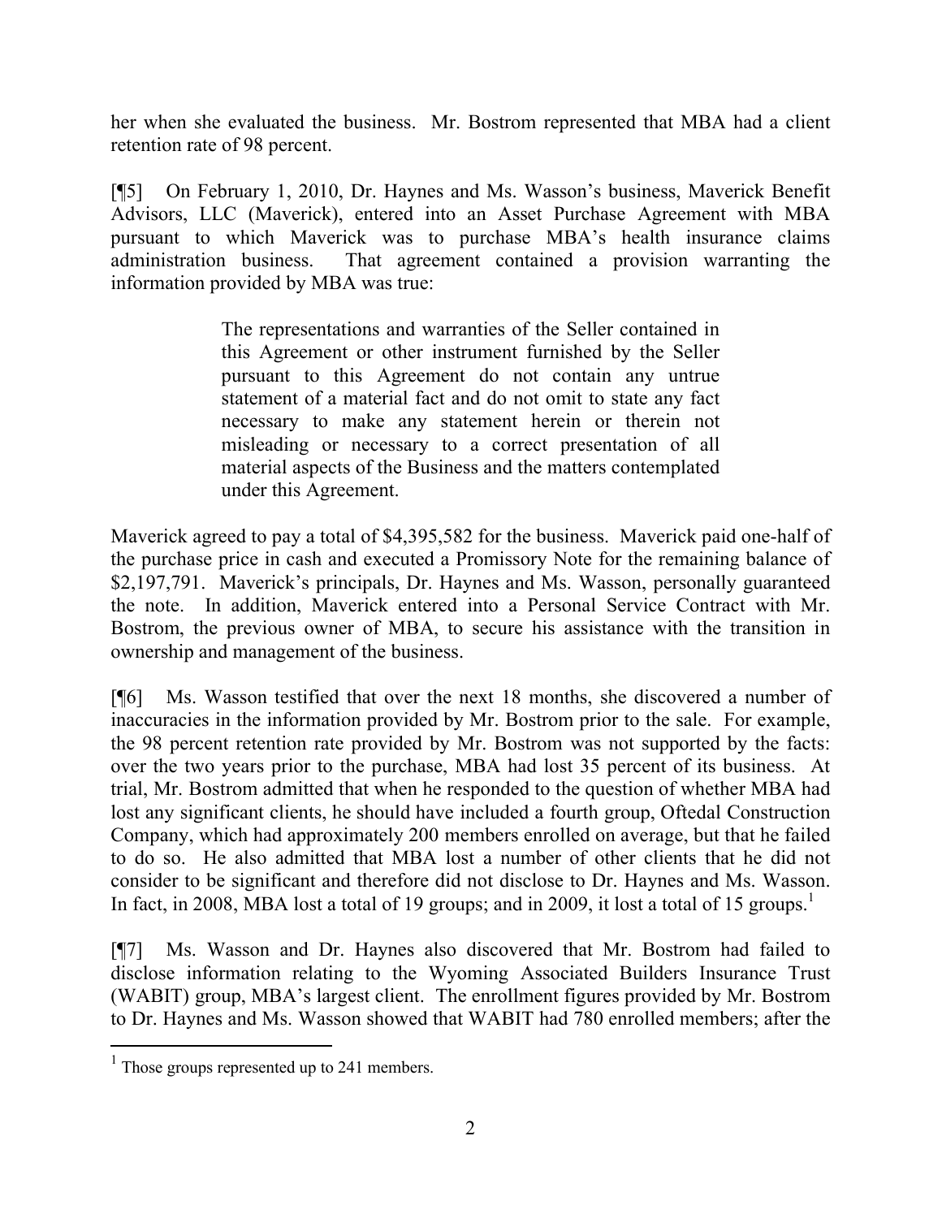her when she evaluated the business. Mr. Bostrom represented that MBA had a client retention rate of 98 percent.

[¶5] On February 1, 2010, Dr. Haynes and Ms. Wasson's business, Maverick Benefit Advisors, LLC (Maverick), entered into an Asset Purchase Agreement with MBA pursuant to which Maverick was to purchase MBA's health insurance claims administration business. That agreement contained a provision warranting the information provided by MBA was true:

> The representations and warranties of the Seller contained in this Agreement or other instrument furnished by the Seller pursuant to this Agreement do not contain any untrue statement of a material fact and do not omit to state any fact necessary to make any statement herein or therein not misleading or necessary to a correct presentation of all material aspects of the Business and the matters contemplated under this Agreement.

Maverick agreed to pay a total of $4,395,582 for the business. Maverick paid one-half of the purchase price in cash and executed a Promissory Note for the remaining balance of $2,197,791. Maverick's principals, Dr. Haynes and Ms. Wasson, personally guaranteed the note. In addition, Maverick entered into a Personal Service Contract with Mr. Bostrom, the previous owner of MBA, to secure his assistance with the transition in ownership and management of the business.

[¶6] Ms. Wasson testified that over the next 18 months, she discovered a number of inaccuracies in the information provided by Mr. Bostrom prior to the sale. For example, the 98 percent retention rate provided by Mr. Bostrom was not supported by the facts: over the two years prior to the purchase, MBA had lost 35 percent of its business. At trial, Mr. Bostrom admitted that when he responded to the question of whether MBA had lost any significant clients, he should have included a fourth group, Oftedal Construction Company, which had approximately 200 members enrolled on average, but that he failed to do so. He also admitted that MBA lost a number of other clients that he did not consider to be significant and therefore did not disclose to Dr. Haynes and Ms. Wasson. In fact, in 2008, MBA lost a total of 19 groups; and in 2009, it lost a total of 15 groups.[1]

[¶7] Ms. Wasson and Dr. Haynes also discovered that Mr. Bostrom had failed to disclose information relating to the Wyoming Associated Builders Insurance Trust (WABIT) group, MBA's largest client. The enrollment figures provided by Mr. Bostrom to Dr. Haynes and Ms. Wasson showed that WABIT had 780 enrolled members; after the

[1] Those groups represented up to 241 members.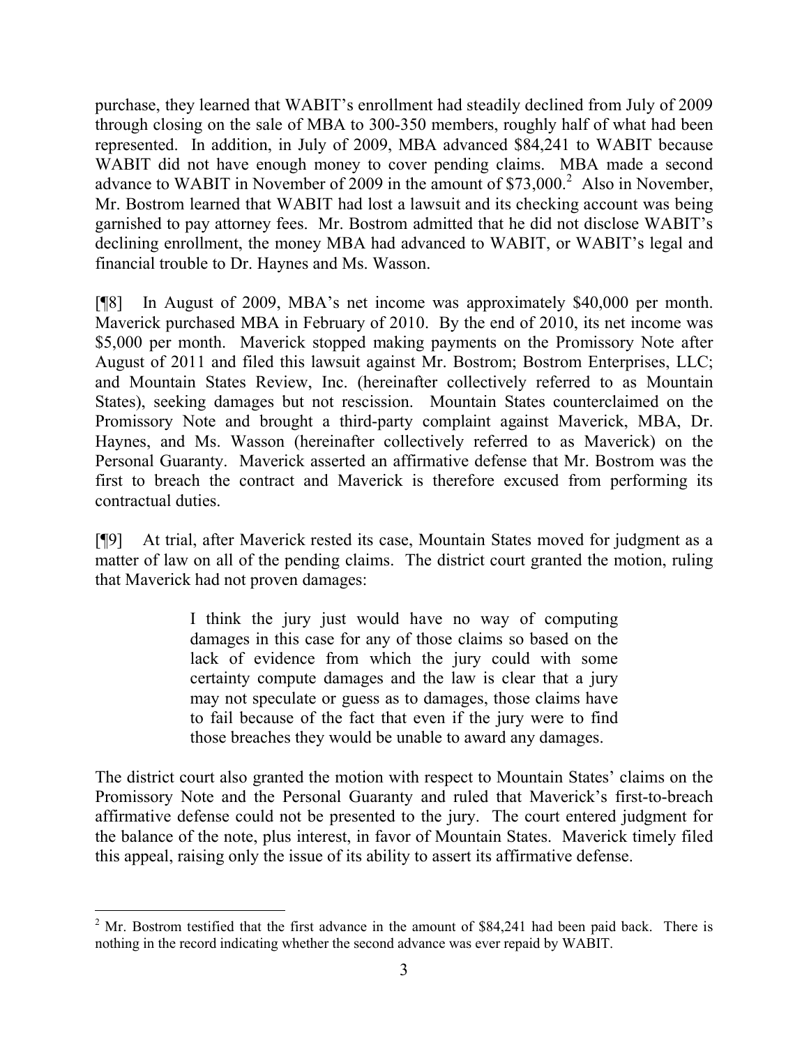purchase, they learned that WABIT's enrollment had steadily declined from July of 2009 through closing on the sale of MBA to 300-350 members, roughly half of what had been represented. In addition, in July of 2009, MBA advanced $84,241 to WABIT because WABIT did not have enough money to cover pending claims. MBA made a second advance to WABIT in November of 2009 in the amount of $73,000.[2] Also in November, Mr. Bostrom learned that WABIT had lost a lawsuit and its checking account was being garnished to pay attorney fees. Mr. Bostrom admitted that he did not disclose WABIT's declining enrollment, the money MBA had advanced to WABIT, or WABIT's legal and financial trouble to Dr. Haynes and Ms. Wasson.

[¶8] In August of 2009, MBA's net income was approximately $40,000 per month. Maverick purchased MBA in February of 2010. By the end of 2010, its net income was $5,000 per month. Maverick stopped making payments on the Promissory Note after August of 2011 and filed this lawsuit against Mr. Bostrom; Bostrom Enterprises, LLC; and Mountain States Review, Inc. (hereinafter collectively referred to as Mountain States), seeking damages but not rescission. Mountain States counterclaimed on the Promissory Note and brought a third-party complaint against Maverick, MBA, Dr. Haynes, and Ms. Wasson (hereinafter collectively referred to as Maverick) on the Personal Guaranty. Maverick asserted an affirmative defense that Mr. Bostrom was the first to breach the contract and Maverick is therefore excused from performing its contractual duties.

[¶9] At trial, after Maverick rested its case, Mountain States moved for judgment as a matter of law on all of the pending claims. The district court granted the motion, ruling that Maverick had not proven damages:

> I think the jury just would have no way of computing damages in this case for any of those claims so based on the lack of evidence from which the jury could with some certainty compute damages and the law is clear that a jury may not speculate or guess as to damages, those claims have to fail because of the fact that even if the jury were to find those breaches they would be unable to award any damages.

The district court also granted the motion with respect to Mountain States' claims on the Promissory Note and the Personal Guaranty and ruled that Maverick's first-to-breach affirmative defense could not be presented to the jury. The court entered judgment for the balance of the note, plus interest, in favor of Mountain States. Maverick timely filed this appeal, raising only the issue of its ability to assert its affirmative defense.

---

[2] Mr. Bostrom testified that the first advance in the amount of $84,241 had been paid back. There is nothing in the record indicating whether the second advance was ever repaid by WABIT.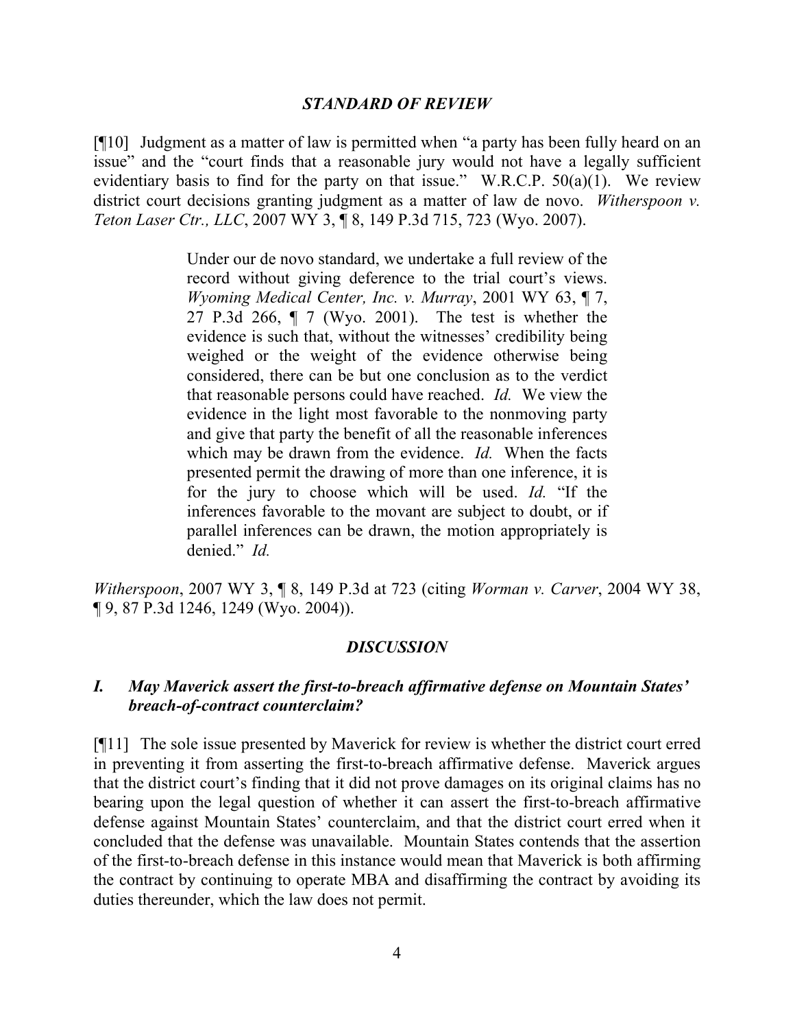### *STANDARD OF REVIEW*

[¶10] Judgment as a matter of law is permitted when "a party has been fully heard on an issue" and the "court finds that a reasonable jury would not have a legally sufficient evidentiary basis to find for the party on that issue." W.R.C.P. 50(a)(1). We review district court decisions granting judgment as a matter of law de novo. *Witherspoon v. Teton Laser Ctr., LLC*, 2007 WY 3, ¶ 8, 149 P.3d 715, 723 (Wyo. 2007).

> Under our de novo standard, we undertake a full review of the record without giving deference to the trial court's views. *Wyoming Medical Center, Inc. v. Murray*, 2001 WY 63, ¶ 7, 27 P.3d 266, ¶ 7 (Wyo. 2001). The test is whether the evidence is such that, without the witnesses' credibility being weighed or the weight of the evidence otherwise being considered, there can be but one conclusion as to the verdict that reasonable persons could have reached. *Id.* We view the evidence in the light most favorable to the nonmoving party and give that party the benefit of all the reasonable inferences which may be drawn from the evidence. *Id.* When the facts presented permit the drawing of more than one inference, it is for the jury to choose which will be used. *Id.* "If the inferences favorable to the movant are subject to doubt, or if parallel inferences can be drawn, the motion appropriately is denied." *Id.*

*Witherspoon*, 2007 WY 3, ¶ 8, 149 P.3d at 723 (citing *Worman v. Carver*, 2004 WY 38, ¶ 9, 87 P.3d 1246, 1249 (Wyo. 2004)).

### *DISCUSSION*

#### *I. May Maverick assert the first-to-breach affirmative defense on Mountain States' breach-of-contract counterclaim?*

[¶11] The sole issue presented by Maverick for review is whether the district court erred in preventing it from asserting the first-to-breach affirmative defense. Maverick argues that the district court's finding that it did not prove damages on its original claims has no bearing upon the legal question of whether it can assert the first-to-breach affirmative defense against Mountain States' counterclaim, and that the district court erred when it concluded that the defense was unavailable. Mountain States contends that the assertion of the first-to-breach defense in this instance would mean that Maverick is both affirming the contract by continuing to operate MBA and disaffirming the contract by avoiding its duties thereunder, which the law does not permit.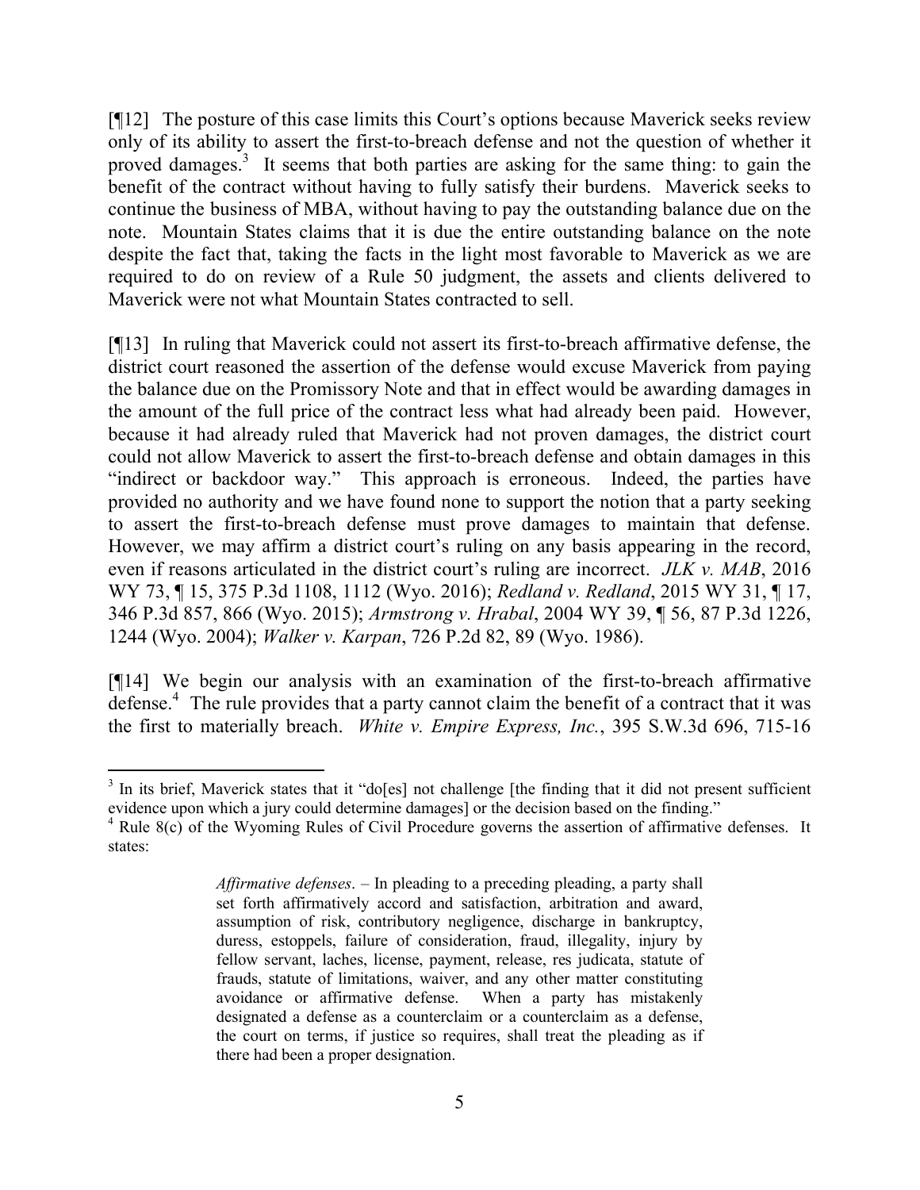[¶12] The posture of this case limits this Court's options because Maverick seeks review only of its ability to assert the first-to-breach defense and not the question of whether it proved damages.[3] It seems that both parties are asking for the same thing: to gain the benefit of the contract without having to fully satisfy their burdens. Maverick seeks to continue the business of MBA, without having to pay the outstanding balance due on the note. Mountain States claims that it is due the entire outstanding balance on the note despite the fact that, taking the facts in the light most favorable to Maverick as we are required to do on review of a Rule 50 judgment, the assets and clients delivered to Maverick were not what Mountain States contracted to sell.

[¶13] In ruling that Maverick could not assert its first-to-breach affirmative defense, the district court reasoned the assertion of the defense would excuse Maverick from paying the balance due on the Promissory Note and that in effect would be awarding damages in the amount of the full price of the contract less what had already been paid. However, because it had already ruled that Maverick had not proven damages, the district court could not allow Maverick to assert the first-to-breach defense and obtain damages in this "indirect or backdoor way." This approach is erroneous. Indeed, the parties have provided no authority and we have found none to support the notion that a party seeking to assert the first-to-breach defense must prove damages to maintain that defense. However, we may affirm a district court's ruling on any basis appearing in the record, even if reasons articulated in the district court's ruling are incorrect. *JLK v. MAB*, 2016 WY 73, ¶ 15, 375 P.3d 1108, 1112 (Wyo. 2016); *Redland v. Redland*, 2015 WY 31, ¶ 17, 346 P.3d 857, 866 (Wyo. 2015); *Armstrong v. Hrabal*, 2004 WY 39, ¶ 56, 87 P.3d 1226, 1244 (Wyo. 2004); *Walker v. Karpan*, 726 P.2d 82, 89 (Wyo. 1986).

[¶14] We begin our analysis with an examination of the first-to-breach affirmative defense.[4] The rule provides that a party cannot claim the benefit of a contract that it was the first to materially breach. *White v. Empire Express, Inc.*, 395 S.W.3d 696, 715-16

---

[3] In its brief, Maverick states that it "do[es] not challenge [the finding that it did not present sufficient evidence upon which a jury could determine damages] or the decision based on the finding."

[4] Rule 8(c) of the Wyoming Rules of Civil Procedure governs the assertion of affirmative defenses. It states:

> *Affirmative defenses*. – In pleading to a preceding pleading, a party shall set forth affirmatively accord and satisfaction, arbitration and award, assumption of risk, contributory negligence, discharge in bankruptcy, duress, estoppels, failure of consideration, fraud, illegality, injury by fellow servant, laches, license, payment, release, res judicata, statute of frauds, statute of limitations, waiver, and any other matter constituting avoidance or affirmative defense. When a party has mistakenly designated a defense as a counterclaim or a counterclaim as a defense, the court on terms, if justice so requires, shall treat the pleading as if there had been a proper designation.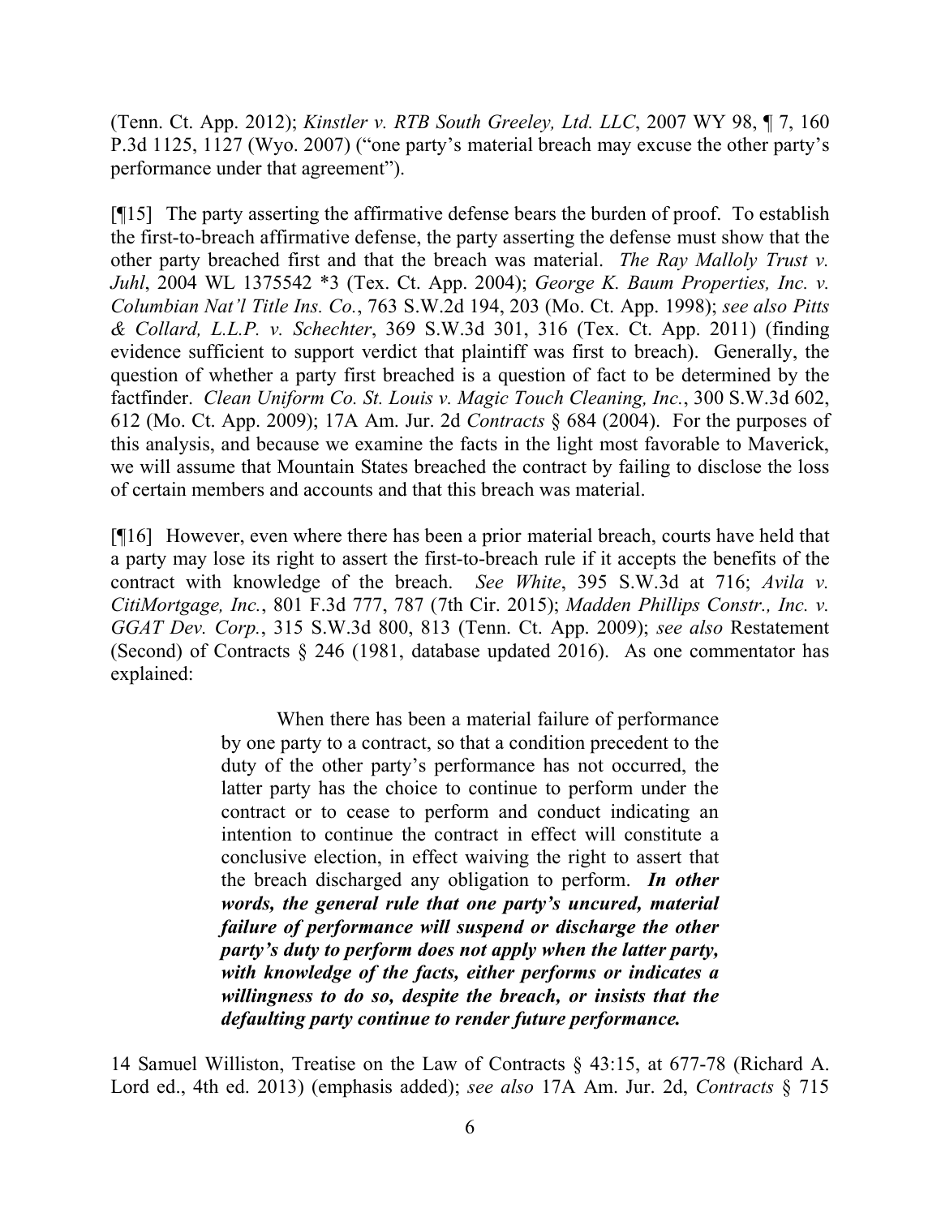(Tenn. Ct. App. 2012); *Kinstler v. RTB South Greeley, Ltd. LLC*, 2007 WY 98, ¶ 7, 160 P.3d 1125, 1127 (Wyo. 2007) ("one party's material breach may excuse the other party's performance under that agreement").

[¶15] The party asserting the affirmative defense bears the burden of proof. To establish the first-to-breach affirmative defense, the party asserting the defense must show that the other party breached first and that the breach was material. *The Ray Malloly Trust v. Juhl*, 2004 WL 1375542 *3 (Tex. Ct. App. 2004); *George K. Baum Properties, Inc. v. Columbian Nat'l Title Ins. Co.*, 763 S.W.2d 194, 203 (Mo. Ct. App. 1998); *see also Pitts & Collard, L.L.P. v. Schechter*, 369 S.W.3d 301, 316 (Tex. Ct. App. 2011) (finding evidence sufficient to support verdict that plaintiff was first to breach). Generally, the question of whether a party first breached is a question of fact to be determined by the factfinder. *Clean Uniform Co. St. Louis v. Magic Touch Cleaning, Inc.*, 300 S.W.3d 602, 612 (Mo. Ct. App. 2009); 17A Am. Jur. 2d *Contracts* § 684 (2004). For the purposes of this analysis, and because we examine the facts in the light most favorable to Maverick, we will assume that Mountain States breached the contract by failing to disclose the loss of certain members and accounts and that this breach was material.

[¶16] However, even where there has been a prior material breach, courts have held that a party may lose its right to assert the first-to-breach rule if it accepts the benefits of the contract with knowledge of the breach. *See White*, 395 S.W.3d at 716; *Avila v. CitiMortgage, Inc.*, 801 F.3d 777, 787 (7th Cir. 2015); *Madden Phillips Constr., Inc. v. GGAT Dev. Corp.*, 315 S.W.3d 800, 813 (Tenn. Ct. App. 2009); *see also* Restatement (Second) of Contracts § 246 (1981, database updated 2016). As one commentator has explained:

> When there has been a material failure of performance by one party to a contract, so that a condition precedent to the duty of the other party's performance has not occurred, the latter party has the choice to continue to perform under the contract or to cease to perform and conduct indicating an intention to continue the contract in effect will constitute a conclusive election, in effect waiving the right to assert that the breach discharged any obligation to perform. ***In other words, the general rule that one party's uncured, material failure of performance will suspend or discharge the other party's duty to perform does not apply when the latter party, with knowledge of the facts, either performs or indicates a willingness to do so, despite the breach, or insists that the defaulting party continue to render future performance.***

14 Samuel Williston, Treatise on the Law of Contracts § 43:15, at 677-78 (Richard A. Lord ed., 4th ed. 2013) (emphasis added); *see also* 17A Am. Jur. 2d, *Contracts* § 715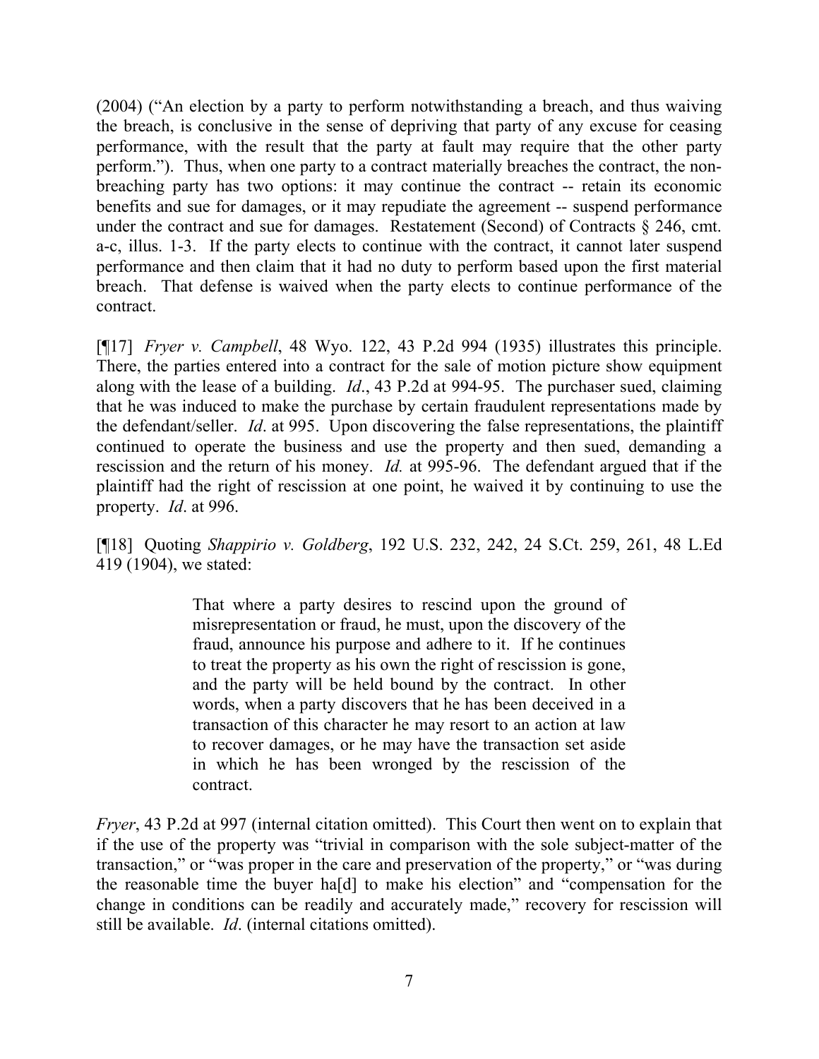(2004) ("An election by a party to perform notwithstanding a breach, and thus waiving the breach, is conclusive in the sense of depriving that party of any excuse for ceasing performance, with the result that the party at fault may require that the other party perform."). Thus, when one party to a contract materially breaches the contract, the non-breaching party has two options: it may continue the contract -- retain its economic benefits and sue for damages, or it may repudiate the agreement -- suspend performance under the contract and sue for damages. Restatement (Second) of Contracts § 246, cmt. a-c, illus. 1-3. If the party elects to continue with the contract, it cannot later suspend performance and then claim that it had no duty to perform based upon the first material breach. That defense is waived when the party elects to continue performance of the contract.

[¶17] *Fryer v. Campbell*, 48 Wyo. 122, 43 P.2d 994 (1935) illustrates this principle. There, the parties entered into a contract for the sale of motion picture show equipment along with the lease of a building. *Id*., 43 P.2d at 994-95. The purchaser sued, claiming that he was induced to make the purchase by certain fraudulent representations made by the defendant/seller. *Id*. at 995. Upon discovering the false representations, the plaintiff continued to operate the business and use the property and then sued, demanding a rescission and the return of his money. *Id.* at 995-96. The defendant argued that if the plaintiff had the right of rescission at one point, he waived it by continuing to use the property. *Id*. at 996.

[¶18] Quoting *Shappirio v. Goldberg*, 192 U.S. 232, 242, 24 S.Ct. 259, 261, 48 L.Ed 419 (1904), we stated:

> That where a party desires to rescind upon the ground of misrepresentation or fraud, he must, upon the discovery of the fraud, announce his purpose and adhere to it. If he continues to treat the property as his own the right of rescission is gone, and the party will be held bound by the contract. In other words, when a party discovers that he has been deceived in a transaction of this character he may resort to an action at law to recover damages, or he may have the transaction set aside in which he has been wronged by the rescission of the contract.

*Fryer*, 43 P.2d at 997 (internal citation omitted). This Court then went on to explain that if the use of the property was "trivial in comparison with the sole subject-matter of the transaction," or "was proper in the care and preservation of the property," or "was during the reasonable time the buyer ha[d] to make his election" and "compensation for the change in conditions can be readily and accurately made," recovery for rescission will still be available. *Id*. (internal citations omitted).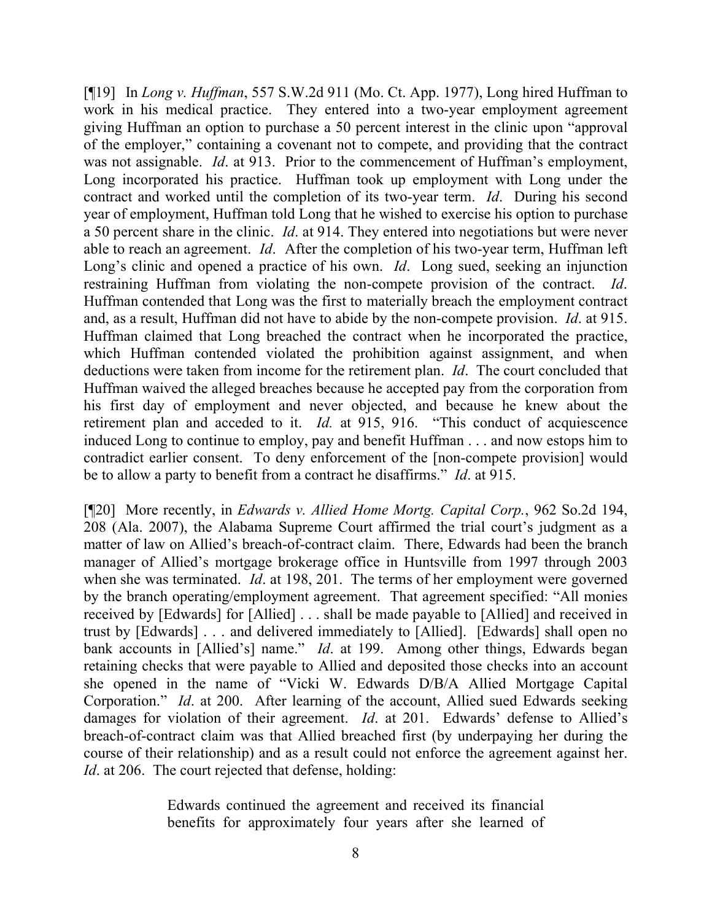[¶19] In *Long v. Huffman*, 557 S.W.2d 911 (Mo. Ct. App. 1977), Long hired Huffman to work in his medical practice. They entered into a two-year employment agreement giving Huffman an option to purchase a 50 percent interest in the clinic upon "approval of the employer," containing a covenant not to compete, and providing that the contract was not assignable. *Id*. at 913. Prior to the commencement of Huffman's employment, Long incorporated his practice. Huffman took up employment with Long under the contract and worked until the completion of its two-year term. *Id*. During his second year of employment, Huffman told Long that he wished to exercise his option to purchase a 50 percent share in the clinic. *Id*. at 914. They entered into negotiations but were never able to reach an agreement. *Id*. After the completion of his two-year term, Huffman left Long's clinic and opened a practice of his own. *Id*. Long sued, seeking an injunction restraining Huffman from violating the non-compete provision of the contract. *Id*. Huffman contended that Long was the first to materially breach the employment contract and, as a result, Huffman did not have to abide by the non-compete provision. *Id*. at 915. Huffman claimed that Long breached the contract when he incorporated the practice, which Huffman contended violated the prohibition against assignment, and when deductions were taken from income for the retirement plan. *Id*. The court concluded that Huffman waived the alleged breaches because he accepted pay from the corporation from his first day of employment and never objected, and because he knew about the retirement plan and acceded to it. *Id.* at 915, 916. "This conduct of acquiescence induced Long to continue to employ, pay and benefit Huffman . . . and now estops him to contradict earlier consent. To deny enforcement of the [non-compete provision] would be to allow a party to benefit from a contract he disaffirms." *Id*. at 915.

[¶20] More recently, in *Edwards v. Allied Home Mortg. Capital Corp.*, 962 So.2d 194, 208 (Ala. 2007), the Alabama Supreme Court affirmed the trial court's judgment as a matter of law on Allied's breach-of-contract claim. There, Edwards had been the branch manager of Allied's mortgage brokerage office in Huntsville from 1997 through 2003 when she was terminated. *Id*. at 198, 201. The terms of her employment were governed by the branch operating/employment agreement. That agreement specified: "All monies received by [Edwards] for [Allied] . . . shall be made payable to [Allied] and received in trust by [Edwards] . . . and delivered immediately to [Allied]. [Edwards] shall open no bank accounts in [Allied's] name." *Id*. at 199. Among other things, Edwards began retaining checks that were payable to Allied and deposited those checks into an account she opened in the name of "Vicki W. Edwards D/B/A Allied Mortgage Capital Corporation." *Id*. at 200. After learning of the account, Allied sued Edwards seeking damages for violation of their agreement. *Id*. at 201. Edwards' defense to Allied's breach-of-contract claim was that Allied breached first (by underpaying her during the course of their relationship) and as a result could not enforce the agreement against her. *Id*. at 206. The court rejected that defense, holding:

> Edwards continued the agreement and received its financial benefits for approximately four years after she learned of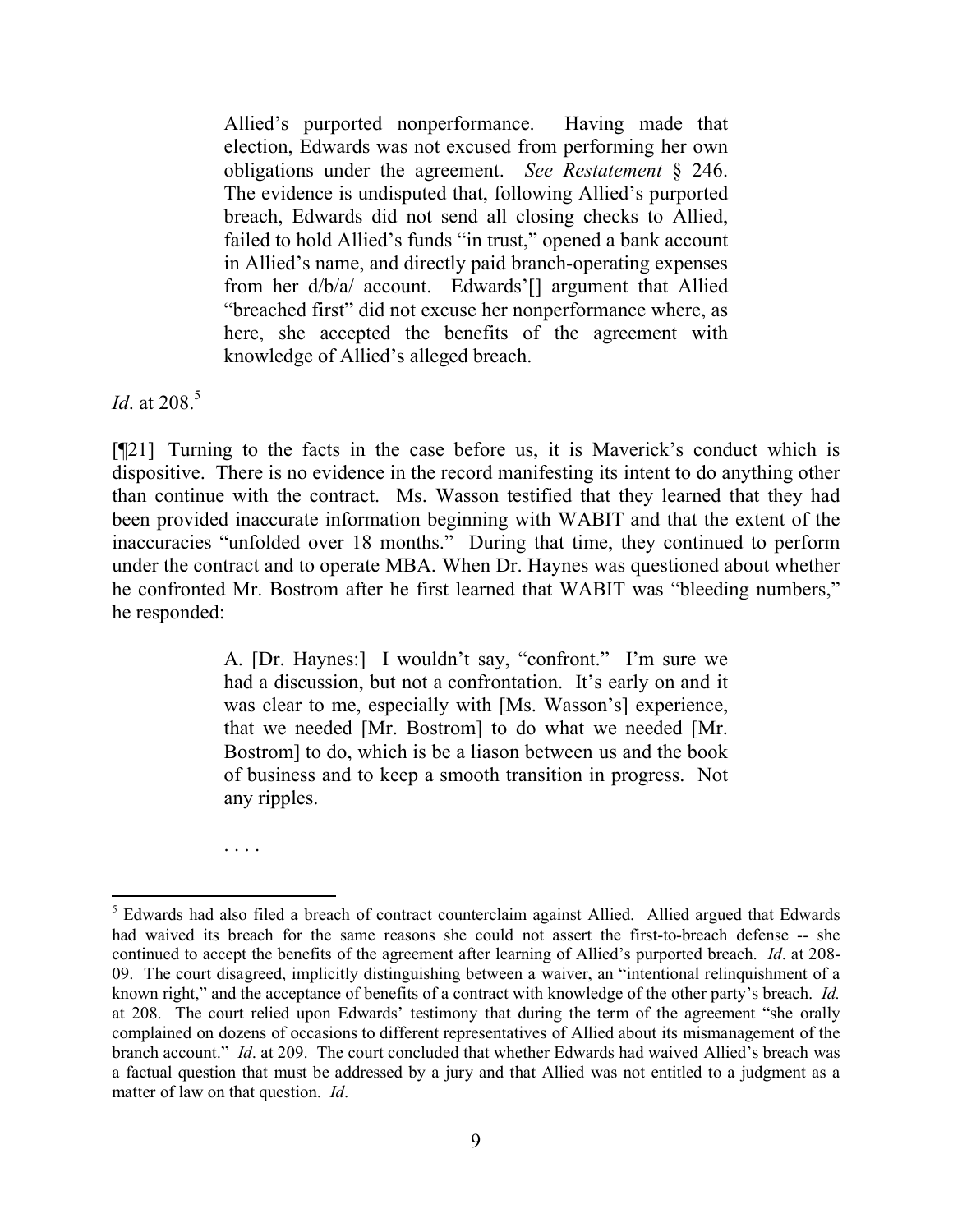> Allied's purported nonperformance. Having made that election, Edwards was not excused from performing her own obligations under the agreement. *See Restatement* § 246. The evidence is undisputed that, following Allied's purported breach, Edwards did not send all closing checks to Allied, failed to hold Allied's funds "in trust," opened a bank account in Allied's name, and directly paid branch-operating expenses from her d/b/a/ account. Edwards'[] argument that Allied "breached first" did not excuse her nonperformance where, as here, she accepted the benefits of the agreement with knowledge of Allied's alleged breach.

*Id*. at 208.[5]

[¶21] Turning to the facts in the case before us, it is Maverick's conduct which is dispositive. There is no evidence in the record manifesting its intent to do anything other than continue with the contract. Ms. Wasson testified that they learned that they had been provided inaccurate information beginning with WABIT and that the extent of the inaccuracies "unfolded over 18 months." During that time, they continued to perform under the contract and to operate MBA. When Dr. Haynes was questioned about whether he confronted Mr. Bostrom after he first learned that WABIT was "bleeding numbers," he responded:

> A. [Dr. Haynes:] I wouldn't say, "confront." I'm sure we had a discussion, but not a confrontation. It's early on and it was clear to me, especially with [Ms. Wasson's] experience, that we needed [Mr. Bostrom] to do what we needed [Mr. Bostrom] to do, which is be a liason between us and the book of business and to keep a smooth transition in progress. Not any ripples.
>
> . . . .

---

[5] Edwards had also filed a breach of contract counterclaim against Allied. Allied argued that Edwards had waived its breach for the same reasons she could not assert the first-to-breach defense -- she continued to accept the benefits of the agreement after learning of Allied's purported breach. *Id*. at 208-09. The court disagreed, implicitly distinguishing between a waiver, an "intentional relinquishment of a known right," and the acceptance of benefits of a contract with knowledge of the other party's breach. *Id.* at 208. The court relied upon Edwards' testimony that during the term of the agreement "she orally complained on dozens of occasions to different representatives of Allied about its mismanagement of the branch account." *Id*. at 209. The court concluded that whether Edwards had waived Allied's breach was a factual question that must be addressed by a jury and that Allied was not entitled to a judgment as a matter of law on that question. *Id*.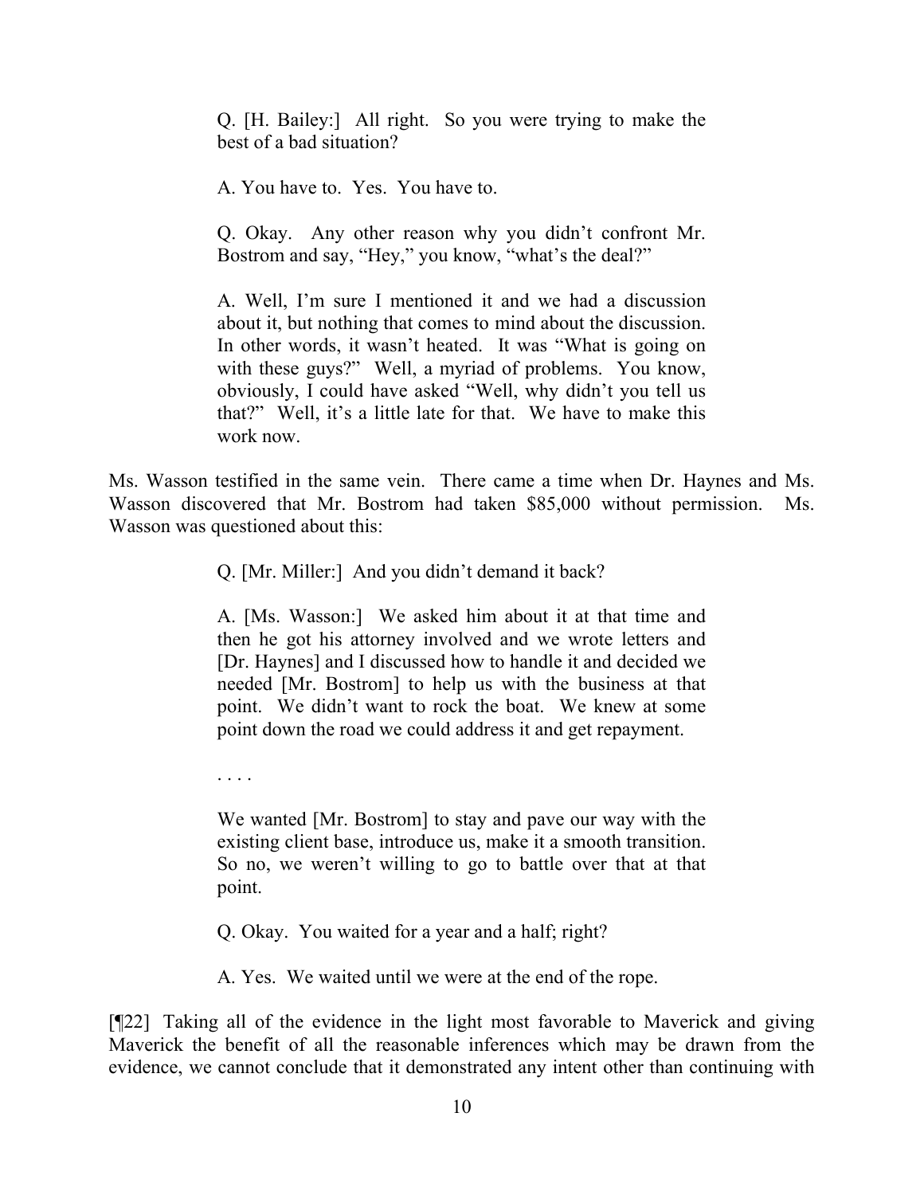> Q. [H. Bailey:] All right. So you were trying to make the best of a bad situation?
>
> A. You have to. Yes. You have to.
>
> Q. Okay. Any other reason why you didn't confront Mr. Bostrom and say, "Hey," you know, "what's the deal?"
>
> A. Well, I'm sure I mentioned it and we had a discussion about it, but nothing that comes to mind about the discussion. In other words, it wasn't heated. It was "What is going on with these guys?" Well, a myriad of problems. You know, obviously, I could have asked "Well, why didn't you tell us that?" Well, it's a little late for that. We have to make this work now.

Ms. Wasson testified in the same vein. There came a time when Dr. Haynes and Ms. Wasson discovered that Mr. Bostrom had taken $85,000 without permission. Ms. Wasson was questioned about this:

> Q. [Mr. Miller:] And you didn't demand it back?
>
> A. [Ms. Wasson:] We asked him about it at that time and then he got his attorney involved and we wrote letters and [Dr. Haynes] and I discussed how to handle it and decided we needed [Mr. Bostrom] to help us with the business at that point. We didn't want to rock the boat. We knew at some point down the road we could address it and get repayment.
>
> . . . .
>
> We wanted [Mr. Bostrom] to stay and pave our way with the existing client base, introduce us, make it a smooth transition. So no, we weren't willing to go to battle over that at that point.
>
> Q. Okay. You waited for a year and a half; right?
>
> A. Yes. We waited until we were at the end of the rope.

[¶22] Taking all of the evidence in the light most favorable to Maverick and giving Maverick the benefit of all the reasonable inferences which may be drawn from the evidence, we cannot conclude that it demonstrated any intent other than continuing with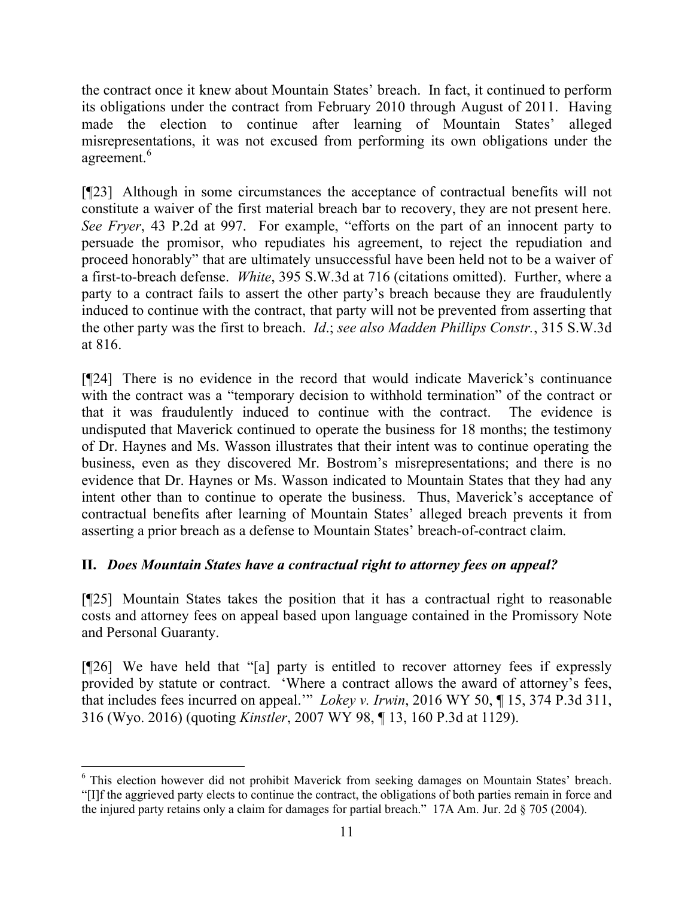the contract once it knew about Mountain States' breach. In fact, it continued to perform its obligations under the contract from February 2010 through August of 2011. Having made the election to continue after learning of Mountain States' alleged misrepresentations, it was not excused from performing its own obligations under the agreement.[6]

[¶23] Although in some circumstances the acceptance of contractual benefits will not constitute a waiver of the first material breach bar to recovery, they are not present here. *See Fryer*, 43 P.2d at 997. For example, "efforts on the part of an innocent party to persuade the promisor, who repudiates his agreement, to reject the repudiation and proceed honorably" that are ultimately unsuccessful have been held not to be a waiver of a first-to-breach defense. *White*, 395 S.W.3d at 716 (citations omitted). Further, where a party to a contract fails to assert the other party's breach because they are fraudulently induced to continue with the contract, that party will not be prevented from asserting that the other party was the first to breach. *Id*.; *see also Madden Phillips Constr.*, 315 S.W.3d at 816.

[¶24] There is no evidence in the record that would indicate Maverick's continuance with the contract was a "temporary decision to withhold termination" of the contract or that it was fraudulently induced to continue with the contract. The evidence is undisputed that Maverick continued to operate the business for 18 months; the testimony of Dr. Haynes and Ms. Wasson illustrates that their intent was to continue operating the business, even as they discovered Mr. Bostrom's misrepresentations; and there is no evidence that Dr. Haynes or Ms. Wasson indicated to Mountain States that they had any intent other than to continue to operate the business. Thus, Maverick's acceptance of contractual benefits after learning of Mountain States' alleged breach prevents it from asserting a prior breach as a defense to Mountain States' breach-of-contract claim.

## II. *Does Mountain States have a contractual right to attorney fees on appeal?*

[¶25] Mountain States takes the position that it has a contractual right to reasonable costs and attorney fees on appeal based upon language contained in the Promissory Note and Personal Guaranty.

[¶26] We have held that "[a] party is entitled to recover attorney fees if expressly provided by statute or contract. 'Where a contract allows the award of attorney's fees, that includes fees incurred on appeal.'" *Lokey v. Irwin*, 2016 WY 50, ¶ 15, 374 P.3d 311, 316 (Wyo. 2016) (quoting *Kinstler*, 2007 WY 98, ¶ 13, 160 P.3d at 1129).

---

[6] This election however did not prohibit Maverick from seeking damages on Mountain States' breach. "[I]f the aggrieved party elects to continue the contract, the obligations of both parties remain in force and the injured party retains only a claim for damages for partial breach." 17A Am. Jur. 2d § 705 (2004).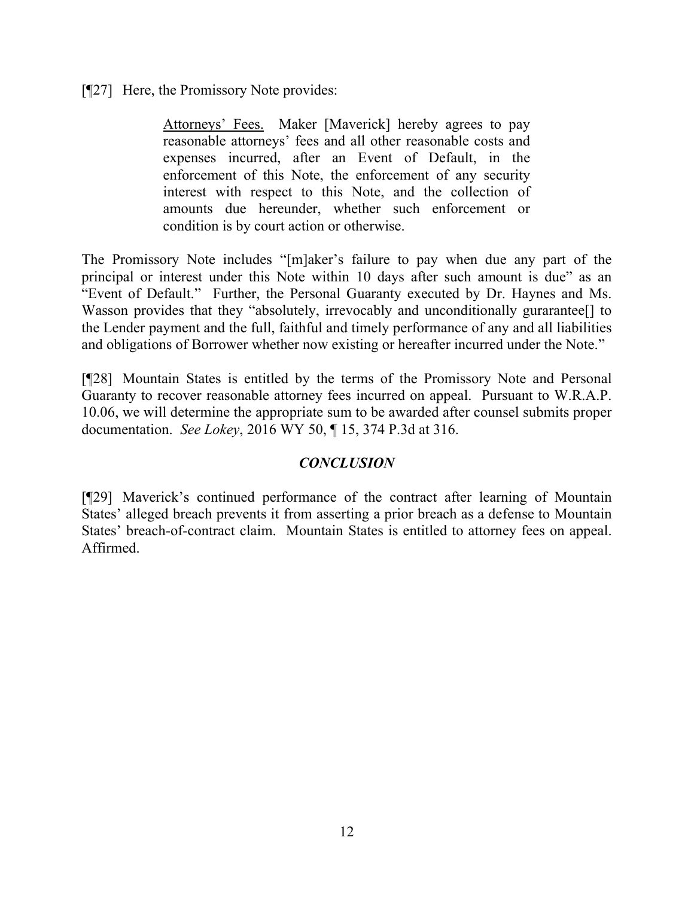[¶27] Here, the Promissory Note provides:

> Attorneys' Fees. Maker [Maverick] hereby agrees to pay reasonable attorneys' fees and all other reasonable costs and expenses incurred, after an Event of Default, in the enforcement of this Note, the enforcement of any security interest with respect to this Note, and the collection of amounts due hereunder, whether such enforcement or condition is by court action or otherwise.

The Promissory Note includes "[m]aker's failure to pay when due any part of the principal or interest under this Note within 10 days after such amount is due" as an "Event of Default." Further, the Personal Guaranty executed by Dr. Haynes and Ms. Wasson provides that they "absolutely, irrevocably and unconditionally gurarantee[] to the Lender payment and the full, faithful and timely performance of any and all liabilities and obligations of Borrower whether now existing or hereafter incurred under the Note."

[¶28] Mountain States is entitled by the terms of the Promissory Note and Personal Guaranty to recover reasonable attorney fees incurred on appeal. Pursuant to W.R.A.P. 10.06, we will determine the appropriate sum to be awarded after counsel submits proper documentation. *See Lokey*, 2016 WY 50, ¶ 15, 374 P.3d at 316.

## *CONCLUSION*

[¶29] Maverick's continued performance of the contract after learning of Mountain States' alleged breach prevents it from asserting a prior breach as a defense to Mountain States' breach-of-contract claim. Mountain States is entitled to attorney fees on appeal. Affirmed.